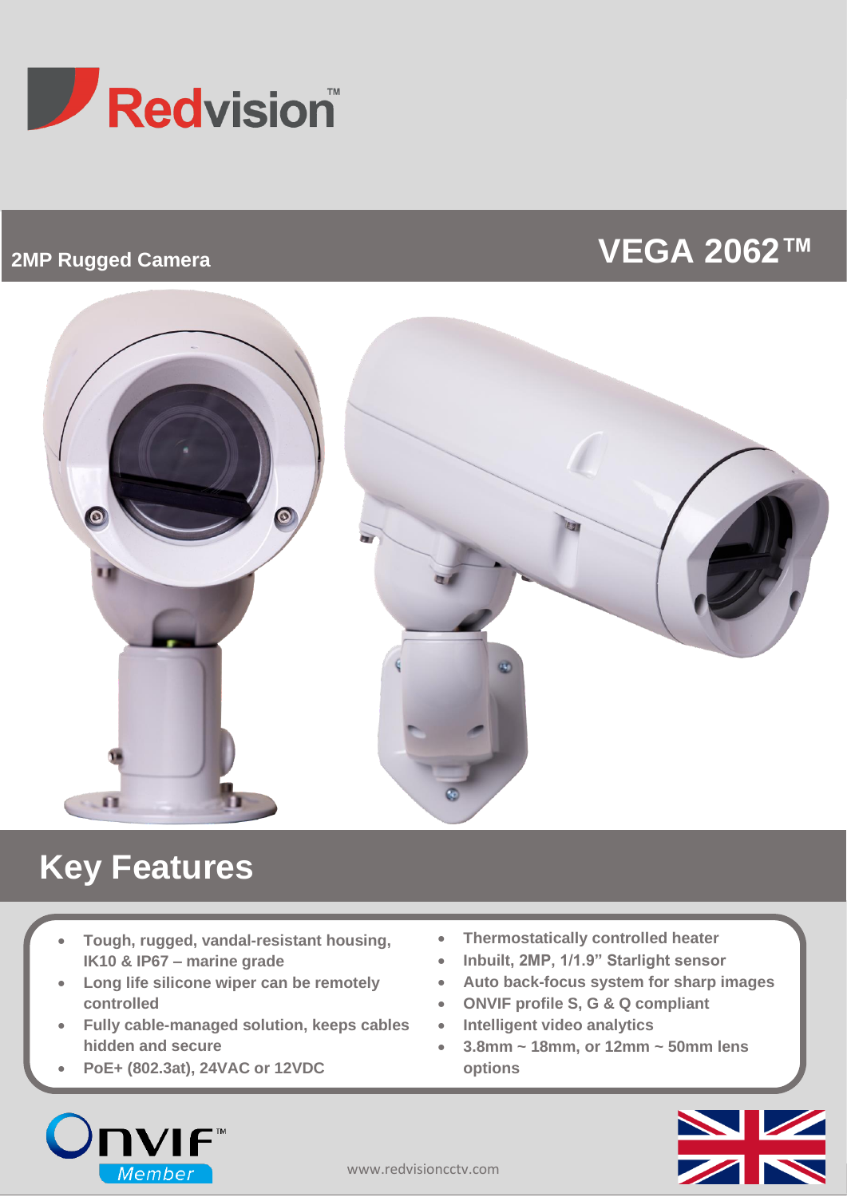Redvision™

**2MP Rugged Camera**

# VEGA 2062™

## Key Features

- Tough, rugged, vandal-resistant housing, IK10 & IP67 – marine grade
- Long life silicone wiper can be remotely controlled
- Fully cable-managed solution, keeps cables hidden and secure
- PoE+ (802.3at), 24VAC or 12VDC
- Thermostatically controlled heater
- Inbuilt, 2MP, 1/1.9" Starlight sensor
- Auto back-focus system for sharp images
- ONVIF profile S, G & Q compliant
- Intelligent video analytics
- 3.8mm ~ 18mm, or 12mm ~ 50mm lens options

ONVIF™ Member

www.redvisioncctv.com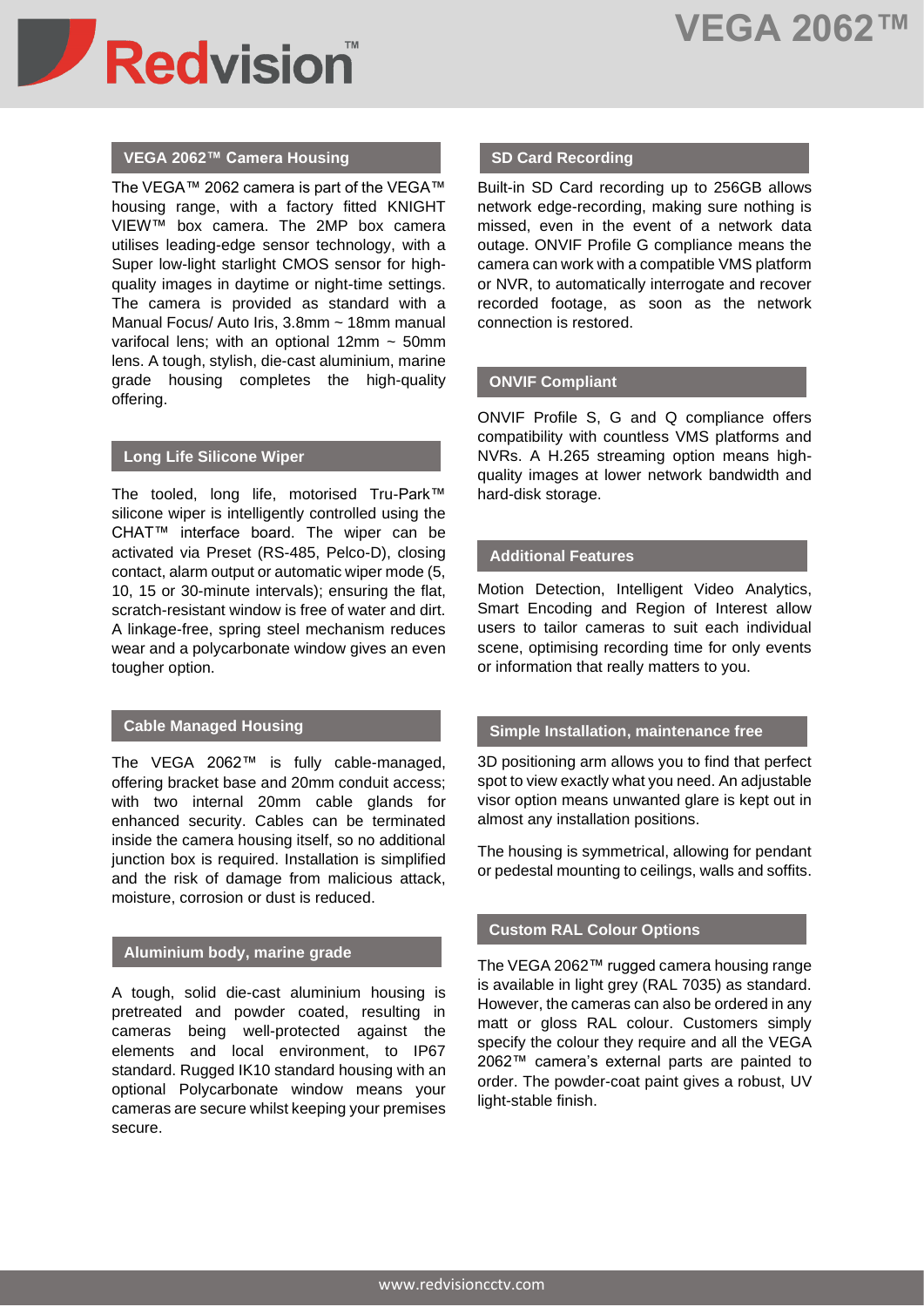## VEGA 2062™ Camera Housing

The VEGA™ 2062 camera is part of the VEGA™ housing range, with a factory fitted KNIGHT VIEW™ box camera. The 2MP box camera utilises leading-edge sensor technology, with a Super low-light starlight CMOS sensor for high-quality images in daytime or night-time settings. The camera is provided as standard with a Manual Focus/ Auto Iris, 3.8mm ~ 18mm manual varifocal lens; with an optional 12mm ~ 50mm lens. A tough, stylish, die-cast aluminium, marine grade housing completes the high-quality offering.

## Long Life Silicone Wiper

The tooled, long life, motorised Tru-Park™ silicone wiper is intelligently controlled using the CHAT™ interface board. The wiper can be activated via Preset (RS-485, Pelco-D), closing contact, alarm output or automatic wiper mode (5, 10, 15 or 30-minute intervals); ensuring the flat, scratch-resistant window is free of water and dirt. A linkage-free, spring steel mechanism reduces wear and a polycarbonate window gives an even tougher option.

## Cable Managed Housing

The VEGA 2062™ is fully cable-managed, offering bracket base and 20mm conduit access; with two internal 20mm cable glands for enhanced security. Cables can be terminated inside the camera housing itself, so no additional junction box is required. Installation is simplified and the risk of damage from malicious attack, moisture, corrosion or dust is reduced.

## Aluminium body, marine grade

A tough, solid die-cast aluminium housing is pretreated and powder coated, resulting in cameras being well-protected against the elements and local environment, to IP67 standard. Rugged IK10 standard housing with an optional Polycarbonate window means your cameras are secure whilst keeping your premises secure.

## SD Card Recording

Built-in SD Card recording up to 256GB allows network edge-recording, making sure nothing is missed, even in the event of a network data outage. ONVIF Profile G compliance means the camera can work with a compatible VMS platform or NVR, to automatically interrogate and recover recorded footage, as soon as the network connection is restored.

## ONVIF Compliant

ONVIF Profile S, G and Q compliance offers compatibility with countless VMS platforms and NVRs. A H.265 streaming option means high-quality images at lower network bandwidth and hard-disk storage.

## Additional Features

Motion Detection, Intelligent Video Analytics, Smart Encoding and Region of Interest allow users to tailor cameras to suit each individual scene, optimising recording time for only events or information that really matters to you.

## Simple Installation, maintenance free

3D positioning arm allows you to find that perfect spot to view exactly what you need. An adjustable visor option means unwanted glare is kept out in almost any installation positions.

The housing is symmetrical, allowing for pendant or pedestal mounting to ceilings, walls and soffits.

## Custom RAL Colour Options

The VEGA 2062™ rugged camera housing range is available in light grey (RAL 7035) as standard. However, the cameras can also be ordered in any matt or gloss RAL colour. Customers simply specify the colour they require and all the VEGA 2062™ camera's external parts are painted to order. The powder-coat paint gives a robust, UV light-stable finish.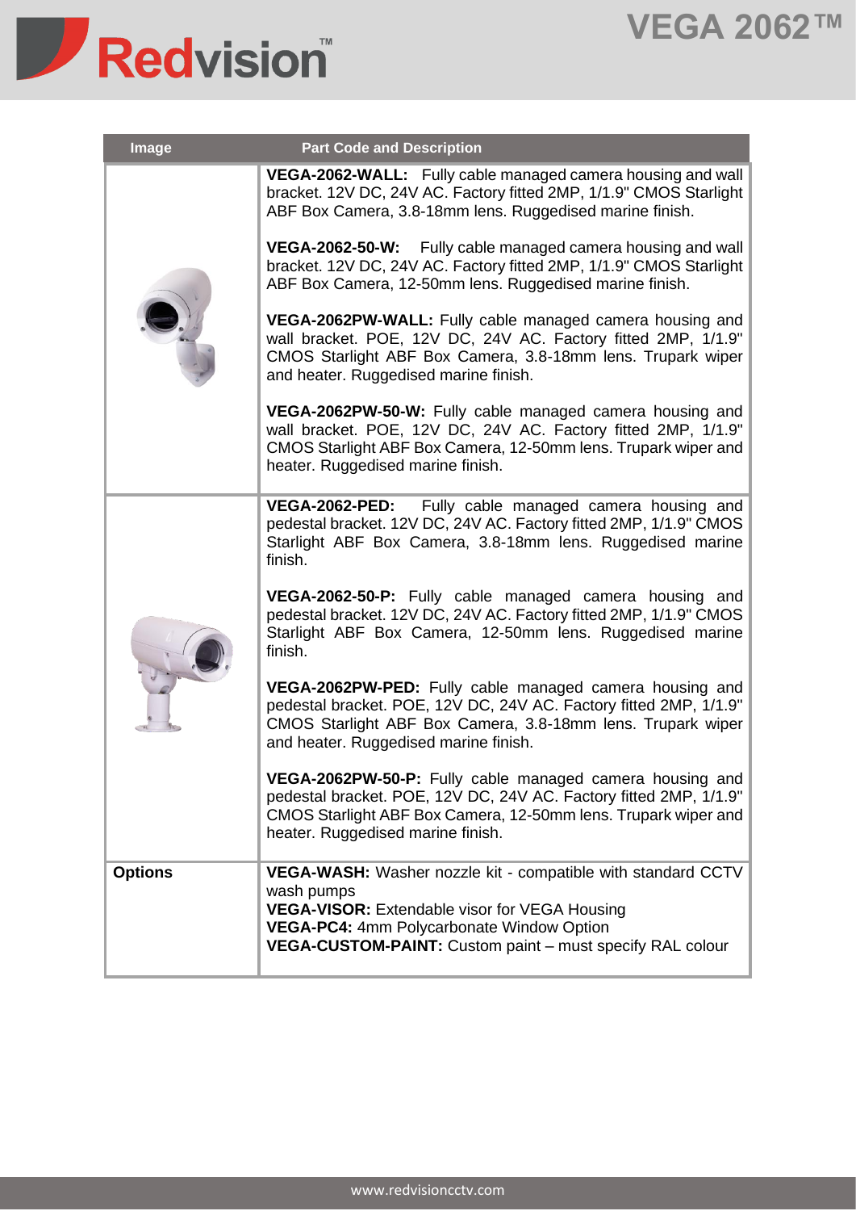| Image | Part Code and Description |
| --- | --- |
| | **VEGA-2062-WALL:** Fully cable managed camera housing and wall bracket. 12V DC, 24V AC. Factory fitted 2MP, 1/1.9" CMOS Starlight ABF Box Camera, 3.8-18mm lens. Ruggedised marine finish.<br><br>**VEGA-2062-50-W:** Fully cable managed camera housing and wall bracket. 12V DC, 24V AC. Factory fitted 2MP, 1/1.9" CMOS Starlight ABF Box Camera, 12-50mm lens. Ruggedised marine finish.<br><br>**VEGA-2062PW-WALL:** Fully cable managed camera housing and wall bracket. POE, 12V DC, 24V AC. Factory fitted 2MP, 1/1.9" CMOS Starlight ABF Box Camera, 3.8-18mm lens. Trupark wiper and heater. Ruggedised marine finish.<br><br>**VEGA-2062PW-50-W:** Fully cable managed camera housing and wall bracket. POE, 12V DC, 24V AC. Factory fitted 2MP, 1/1.9" CMOS Starlight ABF Box Camera, 12-50mm lens. Trupark wiper and heater. Ruggedised marine finish. |
| | **VEGA-2062-PED:** Fully cable managed camera housing and pedestal bracket. 12V DC, 24V AC. Factory fitted 2MP, 1/1.9" CMOS Starlight ABF Box Camera, 3.8-18mm lens. Ruggedised marine finish.<br><br>**VEGA-2062-50-P:** Fully cable managed camera housing and pedestal bracket. 12V DC, 24V AC. Factory fitted 2MP, 1/1.9" CMOS Starlight ABF Box Camera, 12-50mm lens. Ruggedised marine finish.<br><br>**VEGA-2062PW-PED:** Fully cable managed camera housing and pedestal bracket. POE, 12V DC, 24V AC. Factory fitted 2MP, 1/1.9" CMOS Starlight ABF Box Camera, 3.8-18mm lens. Trupark wiper and heater. Ruggedised marine finish.<br><br>**VEGA-2062PW-50-P:** Fully cable managed camera housing and pedestal bracket. POE, 12V DC, 24V AC. Factory fitted 2MP, 1/1.9" CMOS Starlight ABF Box Camera, 12-50mm lens. Trupark wiper and heater. Ruggedised marine finish. |
| **Options** | **VEGA-WASH:** Washer nozzle kit - compatible with standard CCTV wash pumps<br>**VEGA-VISOR:** Extendable visor for VEGA Housing<br>**VEGA-PC4:** 4mm Polycarbonate Window Option<br>**VEGA-CUSTOM-PAINT:** Custom paint – must specify RAL colour |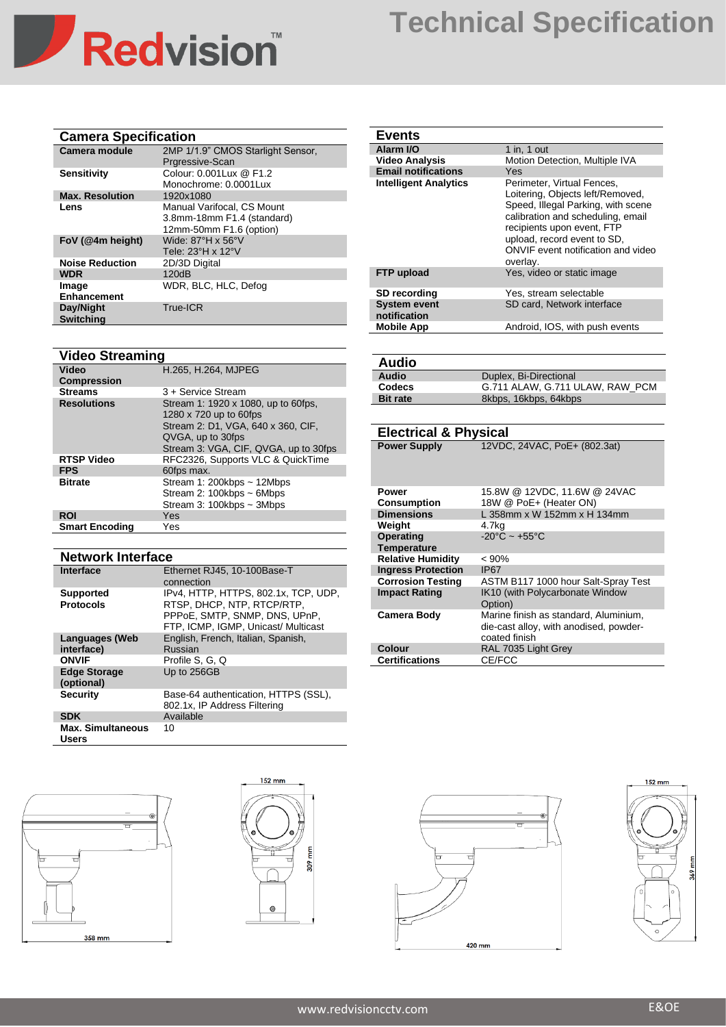# Technical Specification

## Camera Specification

| | |
|---|---|
| **Camera module** | 2MP 1/1.9" CMOS Starlight Sensor, Prgressive-Scan |
| **Sensitivity** | Colour: 0.001Lux @ F1.2<br>Monochrome: 0.0001Lux |
| **Max. Resolution** | 1920x1080 |
| **Lens** | Manual Varifocal, CS Mount<br>3.8mm-18mm F1.4 (standard)<br>12mm-50mm F1.6 (option) |
| **FoV (@4m height)** | Wide: 87°H x 56°V<br>Tele: 23°H x 12°V |
| **Noise Reduction** | 2D/3D Digital |
| **WDR** | 120dB |
| **Image Enhancement** | WDR, BLC, HLC, Defog |
| **Day/Night Switching** | True-ICR |

## Video Streaming

| | |
|---|---|
| **Video Compression** | H.265, H.264, MJPEG |
| **Streams** | 3 + Service Stream |
| **Resolutions** | Stream 1: 1920 x 1080, up to 60fps, 1280 x 720 up to 60fps<br>Stream 2: D1, VGA, 640 x 360, CIF, QVGA, up to 30fps<br>Stream 3: VGA, CIF, QVGA, up to 30fps |
| **RTSP Video** | RFC2326, Supports VLC & QuickTime |
| **FPS** | 60fps max. |
| **Bitrate** | Stream 1: 200kbps ~ 12Mbps<br>Stream 2: 100kbps ~ 6Mbps<br>Stream 3: 100kbps ~ 3Mbps |
| **ROI** | Yes |
| **Smart Encoding** | Yes |

## Network Interface

| | |
|---|---|
| **Interface** | Ethernet RJ45, 10-100Base-T connection |
| **Supported Protocols** | IPv4, HTTP, HTTPS, 802.1x, TCP, UDP, RTSP, DHCP, NTP, RTCP/RTP, PPPoE, SMTP, SNMP, DNS, UPnP, FTP, ICMP, IGMP, Unicast/ Multicast |
| **Languages (Web interface)** | English, French, Italian, Spanish, Russian |
| **ONVIF** | Profile S, G, Q |
| **Edge Storage (optional)** | Up to 256GB |
| **Security** | Base-64 authentication, HTTPS (SSL), 802.1x, IP Address Filtering |
| **SDK** | Available |
| **Max. Simultaneous Users** | 10 |

## Events

| | |
|---|---|
| **Alarm I/O** | 1 in, 1 out |
| **Video Analysis** | Motion Detection, Multiple IVA |
| **Email notifications** | Yes |
| **Intelligent Analytics** | Perimeter, Virtual Fences, Loitering, Objects left/Removed, Speed, Illegal Parking, with scene calibration and scheduling, email recipients upon event, FTP upload, record event to SD, ONVIF event notification and video overlay. |
| **FTP upload** | Yes, video or static image |
| **SD recording** | Yes, stream selectable |
| **System event notification** | SD card, Network interface |
| **Mobile App** | Android, IOS, with push events |

## Audio

| | |
|---|---|
| **Audio** | Duplex, Bi-Directional |
| **Codecs** | G.711 ALAW, G.711 ULAW, RAW_PCM |
| **Bit rate** | 8kbps, 16kbps, 64kbps |

## Electrical & Physical

| | |
|---|---|
| **Power Supply** | 12VDC, 24VAC, PoE+ (802.3at) |
| **Power Consumption** | 15.8W @ 12VDC, 11.6W @ 24VAC<br>18W @ PoE+ (Heater ON) |
| **Dimensions** | L 358mm x W 152mm x H 134mm |
| **Weight** | 4.7kg |
| **Operating Temperature** | -20°C ~ +55°C |
| **Relative Humidity** | < 90% |
| **Ingress Protection** | IP67 |
| **Corrosion Testing** | ASTM B117 1000 hour Salt-Spray Test |
| **Impact Rating** | IK10 (with Polycarbonate Window Option) |
| **Camera Body** | Marine finish as standard, Aluminium, die-cast alloy, with anodised, powder-coated finish |
| **Colour** | RAL 7035 Light Grey |
| **Certifications** | CE/FCC |

358 mm

152 mm

309 mm

420 mm

152 mm

369 mm

www.redvisioncctv.com

E&OE